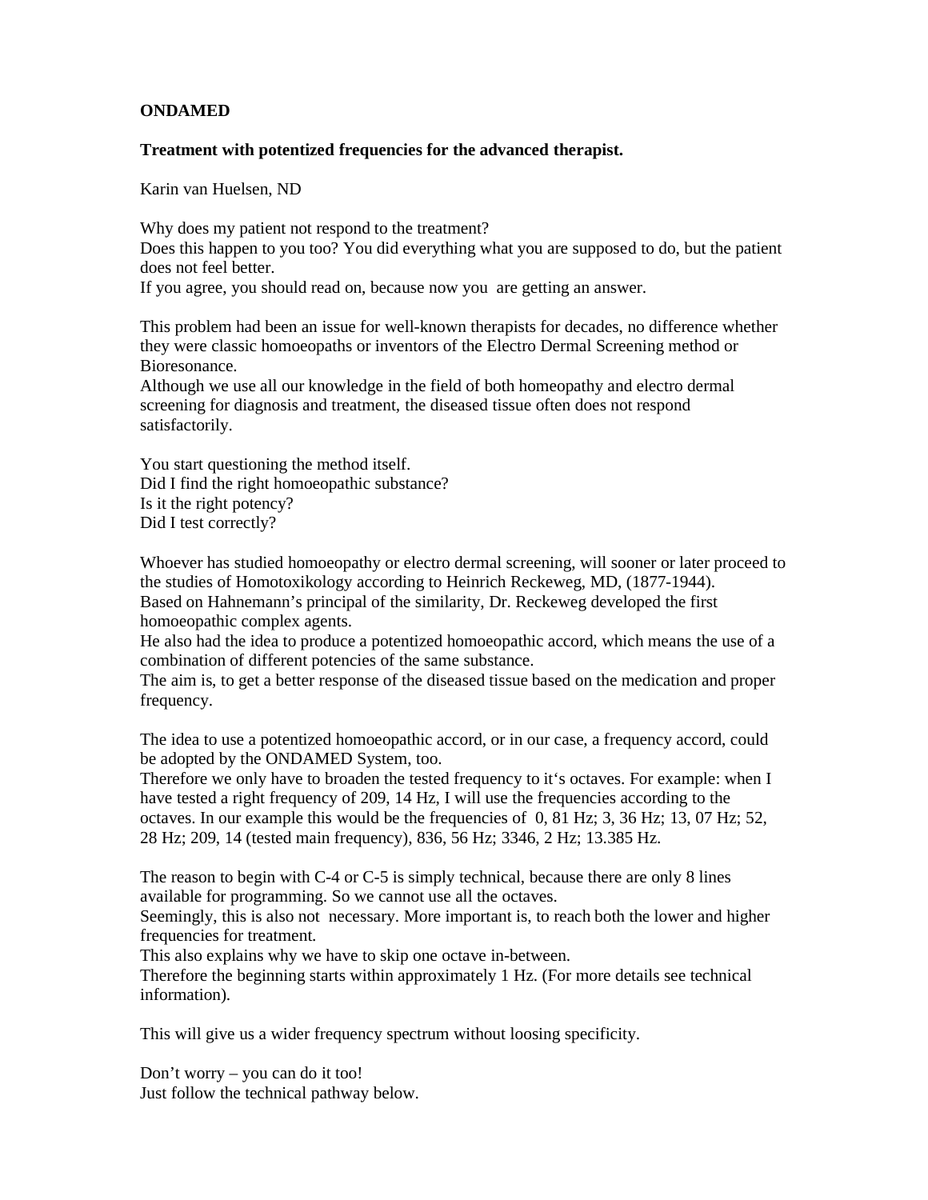**ONDAMED**

**Treatment with potentized frequencies for the advanced therapist.**

Karin van Huelsen, ND

Why does my patient not respond to the treatment?
Does this happen to you too? You did everything what you are supposed to do, but the patient does not feel better.
If you agree, you should read on, because now you are getting an answer.

This problem had been an issue for well-known therapists for decades, no difference whether they were classic homoeopaths or inventors of the Electro Dermal Screening method or Bioresonance.
Although we use all our knowledge in the field of both homeopathy and electro dermal screening for diagnosis and treatment, the diseased tissue often does not respond satisfactorily.

You start questioning the method itself.
Did I find the right homoeopathic substance?
Is it the right potency?
Did I test correctly?

Whoever has studied homoeopathy or electro dermal screening, will sooner or later proceed to the studies of Homotoxikology according to Heinrich Reckeweg, MD, (1877-1944).
Based on Hahnemann's principal of the similarity, Dr. Reckeweg developed the first homoeopathic complex agents.
He also had the idea to produce a potentized homoeopathic accord, which means the use of a combination of different potencies of the same substance.
The aim is, to get a better response of the diseased tissue based on the medication and proper frequency.

The idea to use a potentized homoeopathic accord, or in our case, a frequency accord, could be adopted by the ONDAMED System, too.
Therefore we only have to broaden the tested frequency to it's octaves. For example: when I have tested a right frequency of 209, 14 Hz, I will use the frequencies according to the octaves. In our example this would be the frequencies of 0, 81 Hz; 3, 36 Hz; 13, 07 Hz; 52, 28 Hz; 209, 14 (tested main frequency), 836, 56 Hz; 3346, 2 Hz; 13.385 Hz.

The reason to begin with C-4 or C-5 is simply technical, because there are only 8 lines available for programming. So we cannot use all the octaves.
Seemingly, this is also not necessary. More important is, to reach both the lower and higher frequencies for treatment.
This also explains why we have to skip one octave in-between.
Therefore the beginning starts within approximately 1 Hz. (For more details see technical information).

This will give us a wider frequency spectrum without loosing specificity.

Don't worry – you can do it too!
Just follow the technical pathway below.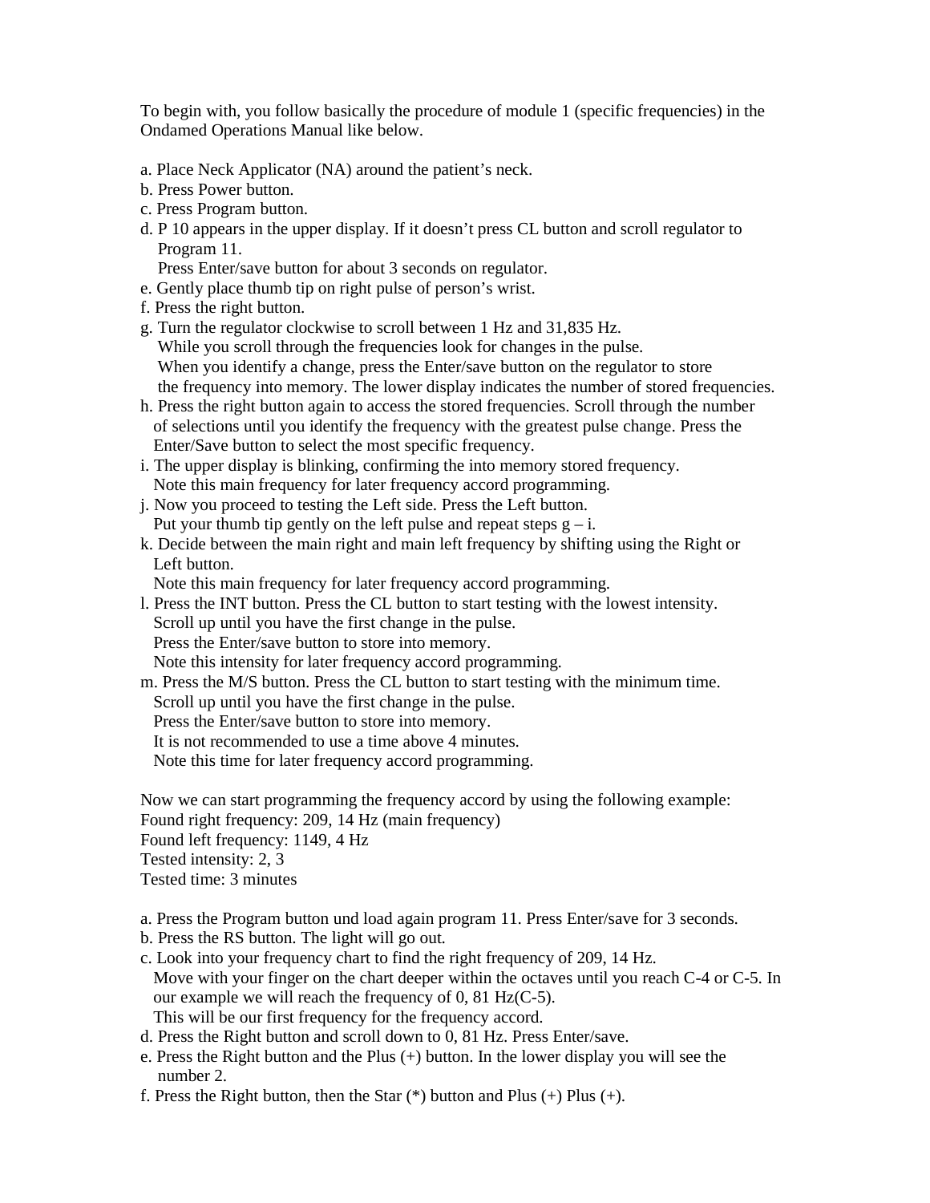To begin with, you follow basically the procedure of module 1 (specific frequencies) in the Ondamed Operations Manual like below.

a. Place Neck Applicator (NA) around the patient's neck.
b. Press Power button.
c. Press Program button.
d. P 10 appears in the upper display. If it doesn't press CL button and scroll regulator to Program 11.
   Press Enter/save button for about 3 seconds on regulator.
e. Gently place thumb tip on right pulse of person's wrist.
f. Press the right button.
g. Turn the regulator clockwise to scroll between 1 Hz and 31,835 Hz.
   While you scroll through the frequencies look for changes in the pulse.
   When you identify a change, press the Enter/save button on the regulator to store the frequency into memory. The lower display indicates the number of stored frequencies.
h. Press the right button again to access the stored frequencies. Scroll through the number of selections until you identify the frequency with the greatest pulse change. Press the Enter/Save button to select the most specific frequency.
i. The upper display is blinking, confirming the into memory stored frequency.
   Note this main frequency for later frequency accord programming.
j. Now you proceed to testing the Left side. Press the Left button.
   Put your thumb tip gently on the left pulse and repeat steps g – i.
k. Decide between the main right and main left frequency by shifting using the Right or Left button.
   Note this main frequency for later frequency accord programming.
l. Press the INT button. Press the CL button to start testing with the lowest intensity.
   Scroll up until you have the first change in the pulse.
   Press the Enter/save button to store into memory.
   Note this intensity for later frequency accord programming.
m. Press the M/S button. Press the CL button to start testing with the minimum time.
   Scroll up until you have the first change in the pulse.
   Press the Enter/save button to store into memory.
   It is not recommended to use a time above 4 minutes.
   Note this time for later frequency accord programming.

Now we can start programming the frequency accord by using the following example:
Found right frequency: 209, 14 Hz (main frequency)
Found left frequency: 1149, 4 Hz
Tested intensity: 2, 3
Tested time: 3 minutes

a. Press the Program button und load again program 11. Press Enter/save for 3 seconds.
b. Press the RS button. The light will go out.
c. Look into your frequency chart to find the right frequency of 209, 14 Hz.
   Move with your finger on the chart deeper within the octaves until you reach C-4 or C-5. In our example we will reach the frequency of 0, 81 Hz(C-5).
   This will be our first frequency for the frequency accord.
d. Press the Right button and scroll down to 0, 81 Hz. Press Enter/save.
e. Press the Right button and the Plus (+) button. In the lower display you will see the number 2.
f. Press the Right button, then the Star (*) button and Plus (+) Plus (+).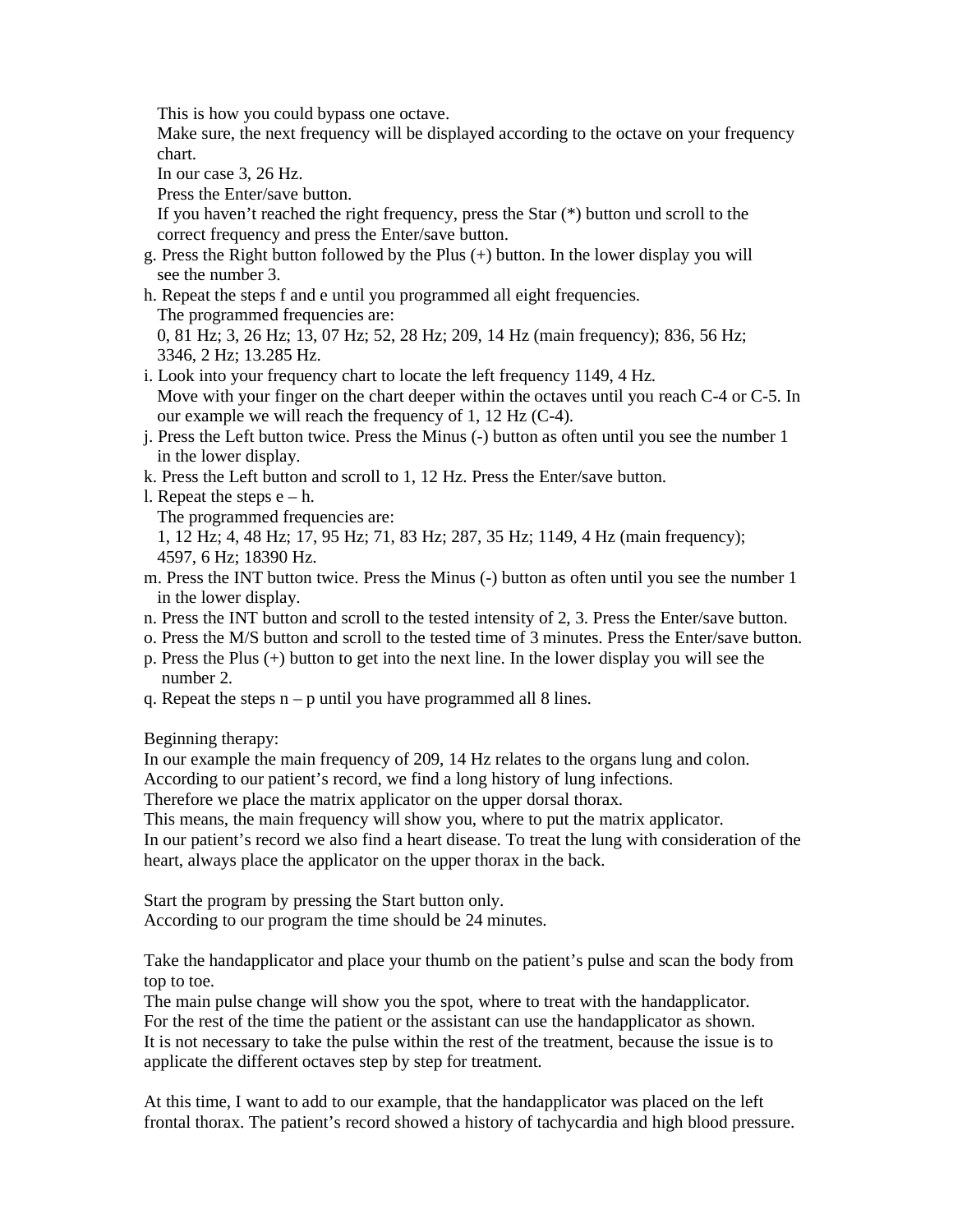This is how you could bypass one octave.
Make sure, the next frequency will be displayed according to the octave on your frequency chart.
In our case 3, 26 Hz.
Press the Enter/save button.
If you haven't reached the right frequency, press the Star (*) button und scroll to the correct frequency and press the Enter/save button.

g. Press the Right button followed by the Plus (+) button. In the lower display you will see the number 3.
h. Repeat the steps f and e until you programmed all eight frequencies.
   The programmed frequencies are:
   0, 81 Hz; 3, 26 Hz; 13, 07 Hz; 52, 28 Hz; 209, 14 Hz (main frequency); 836, 56 Hz; 3346, 2 Hz; 13.285 Hz.
i. Look into your frequency chart to locate the left frequency 1149, 4 Hz.
   Move with your finger on the chart deeper within the octaves until you reach C-4 or C-5. In our example we will reach the frequency of 1, 12 Hz (C-4).
j. Press the Left button twice. Press the Minus (-) button as often until you see the number 1 in the lower display.
k. Press the Left button and scroll to 1, 12 Hz. Press the Enter/save button.
l. Repeat the steps e – h.
   The programmed frequencies are:
   1, 12 Hz; 4, 48 Hz; 17, 95 Hz; 71, 83 Hz; 287, 35 Hz; 1149, 4 Hz (main frequency); 4597, 6 Hz; 18390 Hz.
m. Press the INT button twice. Press the Minus (-) button as often until you see the number 1 in the lower display.
n. Press the INT button and scroll to the tested intensity of 2, 3. Press the Enter/save button.
o. Press the M/S button and scroll to the tested time of 3 minutes. Press the Enter/save button.
p. Press the Plus (+) button to get into the next line. In the lower display you will see the number 2.
q. Repeat the steps n – p until you have programmed all 8 lines.

Beginning therapy:
In our example the main frequency of 209, 14 Hz relates to the organs lung and colon.
According to our patient's record, we find a long history of lung infections.
Therefore we place the matrix applicator on the upper dorsal thorax.
This means, the main frequency will show you, where to put the matrix applicator.
In our patient's record we also find a heart disease. To treat the lung with consideration of the heart, always place the applicator on the upper thorax in the back.

Start the program by pressing the Start button only.
According to our program the time should be 24 minutes.

Take the handapplicator and place your thumb on the patient's pulse and scan the body from top to toe.
The main pulse change will show you the spot, where to treat with the handapplicator.
For the rest of the time the patient or the assistant can use the handapplicator as shown.
It is not necessary to take the pulse within the rest of the treatment, because the issue is to applicate the different octaves step by step for treatment.

At this time, I want to add to our example, that the handapplicator was placed on the left frontal thorax. The patient's record showed a history of tachycardia and high blood pressure.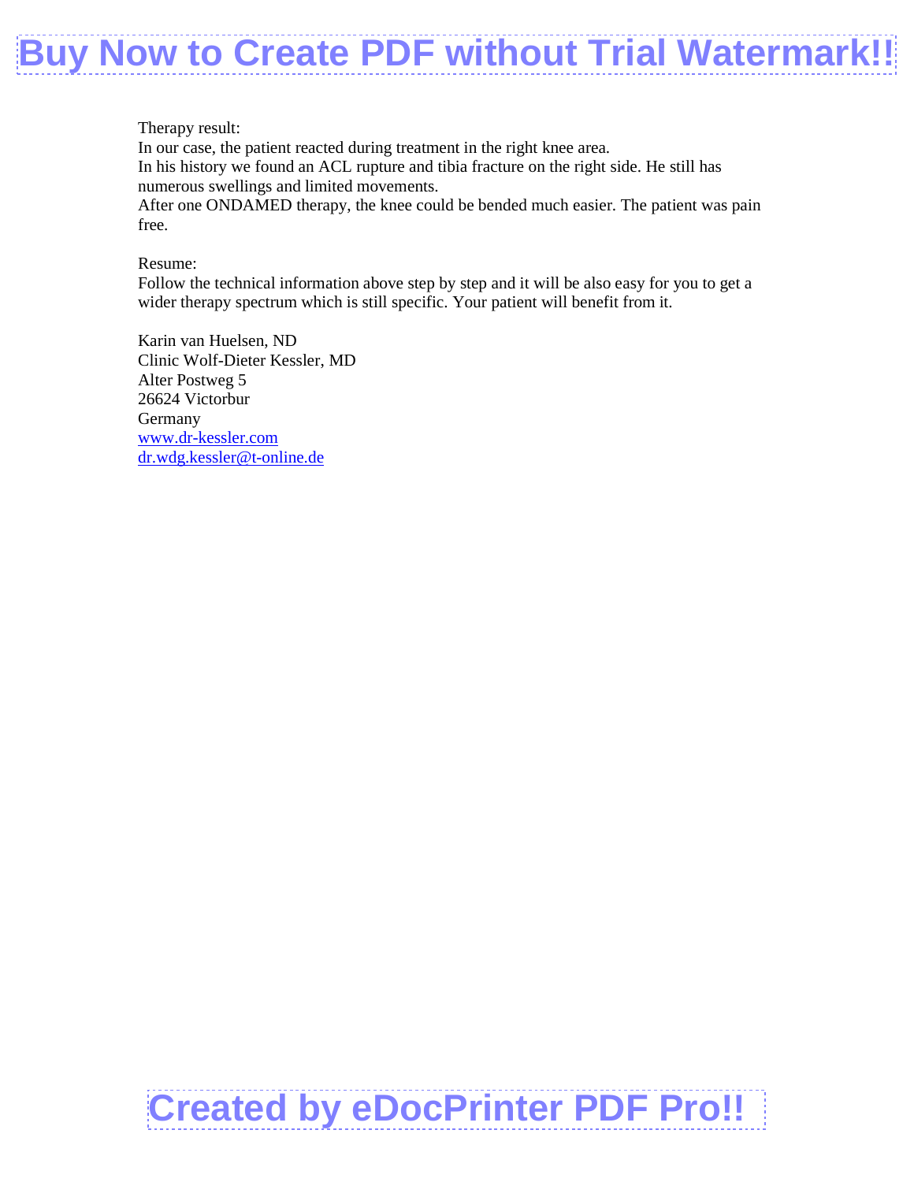Therapy result:

In our case, the patient reacted during treatment in the right knee area.

In his history we found an ACL rupture and tibia fracture on the right side. He still has numerous swellings and limited movements.

After one ONDAMED therapy, the knee could be bended much easier. The patient was pain free.

Resume:

Follow the technical information above step by step and it will be also easy for you to get a wider therapy spectrum which is still specific. Your patient will benefit from it.

Karin van Huelsen, ND
Clinic Wolf-Dieter Kessler, MD
Alter Postweg 5
26624 Victorbur
Germany
www.dr-kessler.com
dr.wdg.kessler@t-online.de